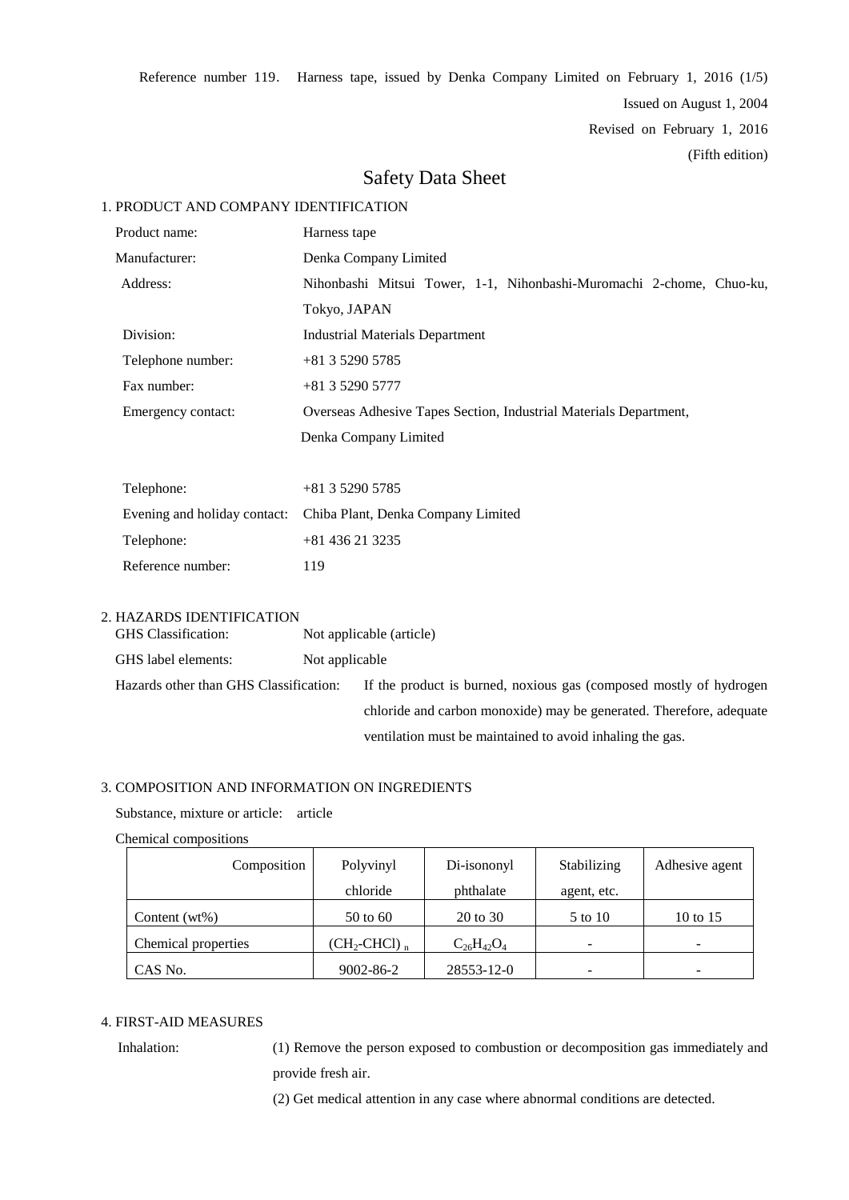Reference number 119. Harness tape, issued by Denka Company Limited on February 1, 2016 (1/5)

Issued on August 1, 2004

Revised on February 1, 2016

(Fifth edition)

# Safety Data Sheet

## 1. PRODUCT AND COMPANY IDENTIFICATION

| | |
|---|---|
| Product name: | Harness tape |
| Manufacturer: | Denka Company Limited |
| Address: | Nihonbashi Mitsui Tower, 1-1, Nihonbashi-Muromachi 2-chome, Chuo-ku, Tokyo, JAPAN |
| Division: | Industrial Materials Department |
| Telephone number: | +81 3 5290 5785 |
| Fax number: | +81 3 5290 5777 |
| Emergency contact: | Overseas Adhesive Tapes Section, Industrial Materials Department, Denka Company Limited |
| Telephone: | +81 3 5290 5785 |
| Evening and holiday contact: | Chiba Plant, Denka Company Limited |
| Telephone: | +81 436 21 3235 |
| Reference number: | 119 |

## 2. HAZARDS IDENTIFICATION

GHS Classification: Not applicable (article)

GHS label elements: Not applicable

Hazards other than GHS Classification: If the product is burned, noxious gas (composed mostly of hydrogen chloride and carbon monoxide) may be generated. Therefore, adequate ventilation must be maintained to avoid inhaling the gas.

## 3. COMPOSITION AND INFORMATION ON INGREDIENTS

Substance, mixture or article: article

Chemical compositions

| Composition | Polyvinyl chloride | Di-isononyl phthalate | Stabilizing agent, etc. | Adhesive agent |
|---|---|---|---|---|
| Content (wt%) | 50 to 60 | 20 to 30 | 5 to 10 | 10 to 15 |
| Chemical properties | $(CH_2\text{-}CHCl)_n$ | $C_{26}H_{42}O_4$ | - | - |
| CAS No. | 9002-86-2 | 28553-12-0 | - | - |

## 4. FIRST-AID MEASURES

Inhalation:

(1) Remove the person exposed to combustion or decomposition gas immediately and provide fresh air.

(2) Get medical attention in any case where abnormal conditions are detected.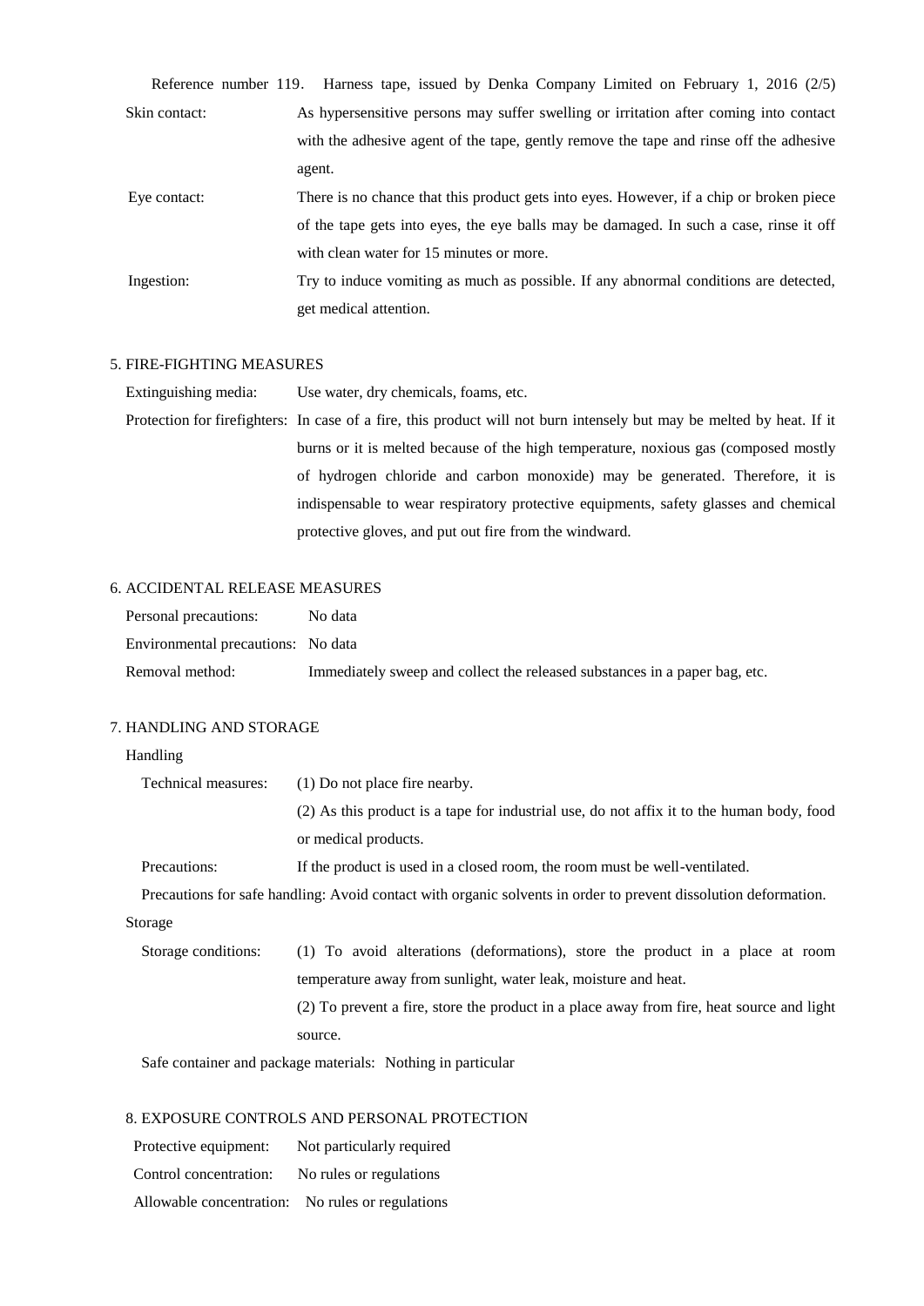Skin contact: As hypersensitive persons may suffer swelling or irritation after coming into contact with the adhesive agent of the tape, gently remove the tape and rinse off the adhesive agent.

Eye contact: There is no chance that this product gets into eyes. However, if a chip or broken piece of the tape gets into eyes, the eye balls may be damaged. In such a case, rinse it off with clean water for 15 minutes or more.

Ingestion: Try to induce vomiting as much as possible. If any abnormal conditions are detected, get medical attention.

## 5. FIRE-FIGHTING MEASURES

Extinguishing media: Use water, dry chemicals, foams, etc.

Protection for firefighters: In case of a fire, this product will not burn intensely but may be melted by heat. If it burns or it is melted because of the high temperature, noxious gas (composed mostly of hydrogen chloride and carbon monoxide) may be generated. Therefore, it is indispensable to wear respiratory protective equipments, safety glasses and chemical protective gloves, and put out fire from the windward.

## 6. ACCIDENTAL RELEASE MEASURES

Personal precautions: No data

Environmental precautions: No data

Removal method: Immediately sweep and collect the released substances in a paper bag, etc.

## 7. HANDLING AND STORAGE

### Handling

Technical measures: (1) Do not place fire nearby.

(2) As this product is a tape for industrial use, do not affix it to the human body, food or medical products.

Precautions: If the product is used in a closed room, the room must be well-ventilated.

Precautions for safe handling: Avoid contact with organic solvents in order to prevent dissolution deformation.

### Storage

Storage conditions: (1) To avoid alterations (deformations), store the product in a place at room temperature away from sunlight, water leak, moisture and heat.

(2) To prevent a fire, store the product in a place away from fire, heat source and light source.

Safe container and package materials: Nothing in particular

## 8. EXPOSURE CONTROLS AND PERSONAL PROTECTION

Protective equipment: Not particularly required

Control concentration: No rules or regulations

Allowable concentration: No rules or regulations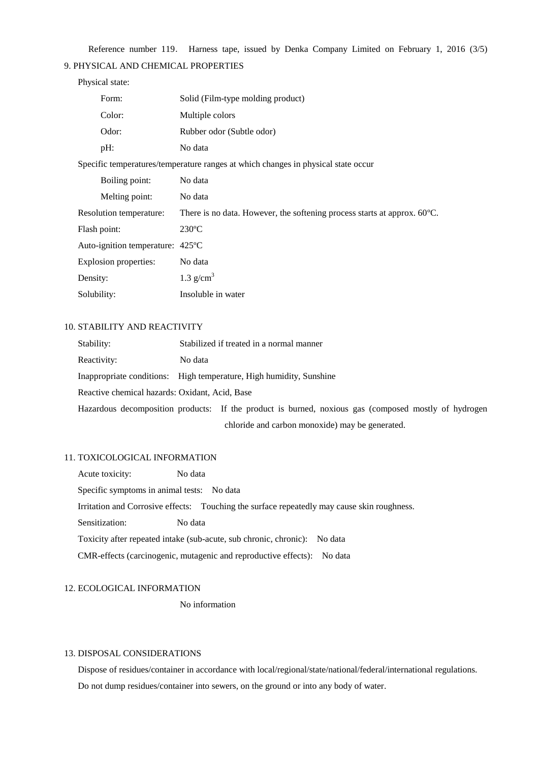## 9. PHYSICAL AND CHEMICAL PROPERTIES

Physical state:

| | |
|---|---|
| Form: | Solid (Film-type molding product) |
| Color: | Multiple colors |
| Odor: | Rubber odor (Subtle odor) |
| pH: | No data |

Specific temperatures/temperature ranges at which changes in physical state occur

| | |
|---|---|
| Boiling point: | No data |
| Melting point: | No data |
| Resolution temperature: | There is no data. However, the softening process starts at approx. 60ºC. |
| Flash point: | 230ºC |
| Auto-ignition temperature: | 425ºC |
| Explosion properties: | No data |
| Density: | 1.3 g/cm$^3$ |
| Solubility: | Insoluble in water |

## 10. STABILITY AND REACTIVITY

Stability: Stabilized if treated in a normal manner

Reactivity: No data

Inappropriate conditions: High temperature, High humidity, Sunshine

Reactive chemical hazards: Oxidant, Acid, Base

Hazardous decomposition products: If the product is burned, noxious gas (composed mostly of hydrogen chloride and carbon monoxide) may be generated.

## 11. TOXICOLOGICAL INFORMATION

Acute toxicity: No data

Specific symptoms in animal tests: No data

Irritation and Corrosive effects: Touching the surface repeatedly may cause skin roughness.

Sensitization: No data

Toxicity after repeated intake (sub-acute, sub chronic, chronic): No data

CMR-effects (carcinogenic, mutagenic and reproductive effects): No data

## 12. ECOLOGICAL INFORMATION

No information

## 13. DISPOSAL CONSIDERATIONS

Dispose of residues/container in accordance with local/regional/state/national/federal/international regulations.

Do not dump residues/container into sewers, on the ground or into any body of water.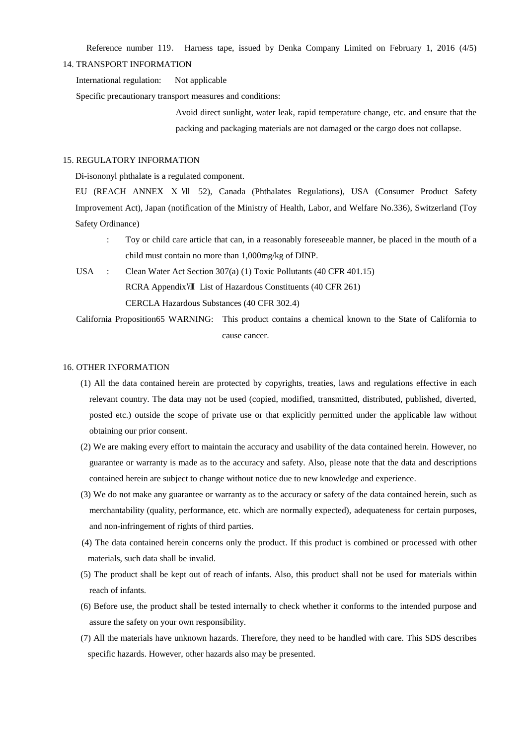## 14. TRANSPORT INFORMATION

International regulation: Not applicable

Specific precautionary transport measures and conditions:

Avoid direct sunlight, water leak, rapid temperature change, etc. and ensure that the packing and packaging materials are not damaged or the cargo does not collapse.

## 15. REGULATORY INFORMATION

Di-isononyl phthalate is a regulated component.

EU (REACH ANNEX ⅩⅦ 52), Canada (Phthalates Regulations), USA (Consumer Product Safety Improvement Act), Japan (notification of the Ministry of Health, Labor, and Welfare No.336), Switzerland (Toy Safety Ordinance)

: Toy or child care article that can, in a reasonably foreseeable manner, be placed in the mouth of a child must contain no more than 1,000mg/kg of DINP.

USA : Clean Water Act Section 307(a) (1) Toxic Pollutants (40 CFR 401.15)

RCRA AppendixⅧ List of Hazardous Constituents (40 CFR 261)

CERCLA Hazardous Substances (40 CFR 302.4)

California Proposition65 WARNING: This product contains a chemical known to the State of California to cause cancer.

## 16. OTHER INFORMATION

(1) All the data contained herein are protected by copyrights, treaties, laws and regulations effective in each relevant country. The data may not be used (copied, modified, transmitted, distributed, published, diverted, posted etc.) outside the scope of private use or that explicitly permitted under the applicable law without obtaining our prior consent.

(2) We are making every effort to maintain the accuracy and usability of the data contained herein. However, no guarantee or warranty is made as to the accuracy and safety. Also, please note that the data and descriptions contained herein are subject to change without notice due to new knowledge and experience.

(3) We do not make any guarantee or warranty as to the accuracy or safety of the data contained herein, such as merchantability (quality, performance, etc. which are normally expected), adequateness for certain purposes, and non-infringement of rights of third parties.

(4) The data contained herein concerns only the product. If this product is combined or processed with other materials, such data shall be invalid.

(5) The product shall be kept out of reach of infants. Also, this product shall not be used for materials within reach of infants.

(6) Before use, the product shall be tested internally to check whether it conforms to the intended purpose and assure the safety on your own responsibility.

(7) All the materials have unknown hazards. Therefore, they need to be handled with care. This SDS describes specific hazards. However, other hazards also may be presented.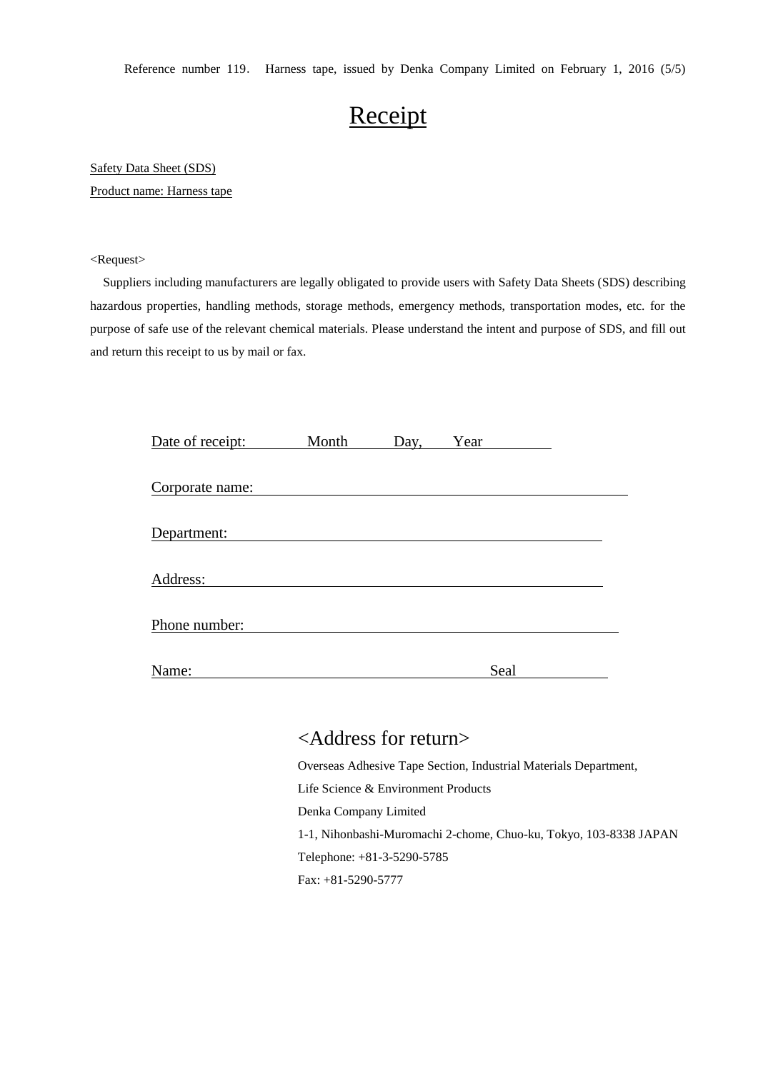# Receipt

Safety Data Sheet (SDS)

Product name: Harness tape

<Request>

Suppliers including manufacturers are legally obligated to provide users with Safety Data Sheets (SDS) describing hazardous properties, handling methods, storage methods, emergency methods, transportation modes, etc. for the purpose of safe use of the relevant chemical materials. Please understand the intent and purpose of SDS, and fill out and return this receipt to us by mail or fax.

Date of receipt: Month Day, Year

Corporate name:

Department:

Address:

Phone number:

Name: Seal

## <Address for return>

Overseas Adhesive Tape Section, Industrial Materials Department,

Life Science & Environment Products

Denka Company Limited

1-1, Nihonbashi-Muromachi 2-chome, Chuo-ku, Tokyo, 103-8338 JAPAN

Telephone: +81-3-5290-5785

Fax: +81-5290-5777